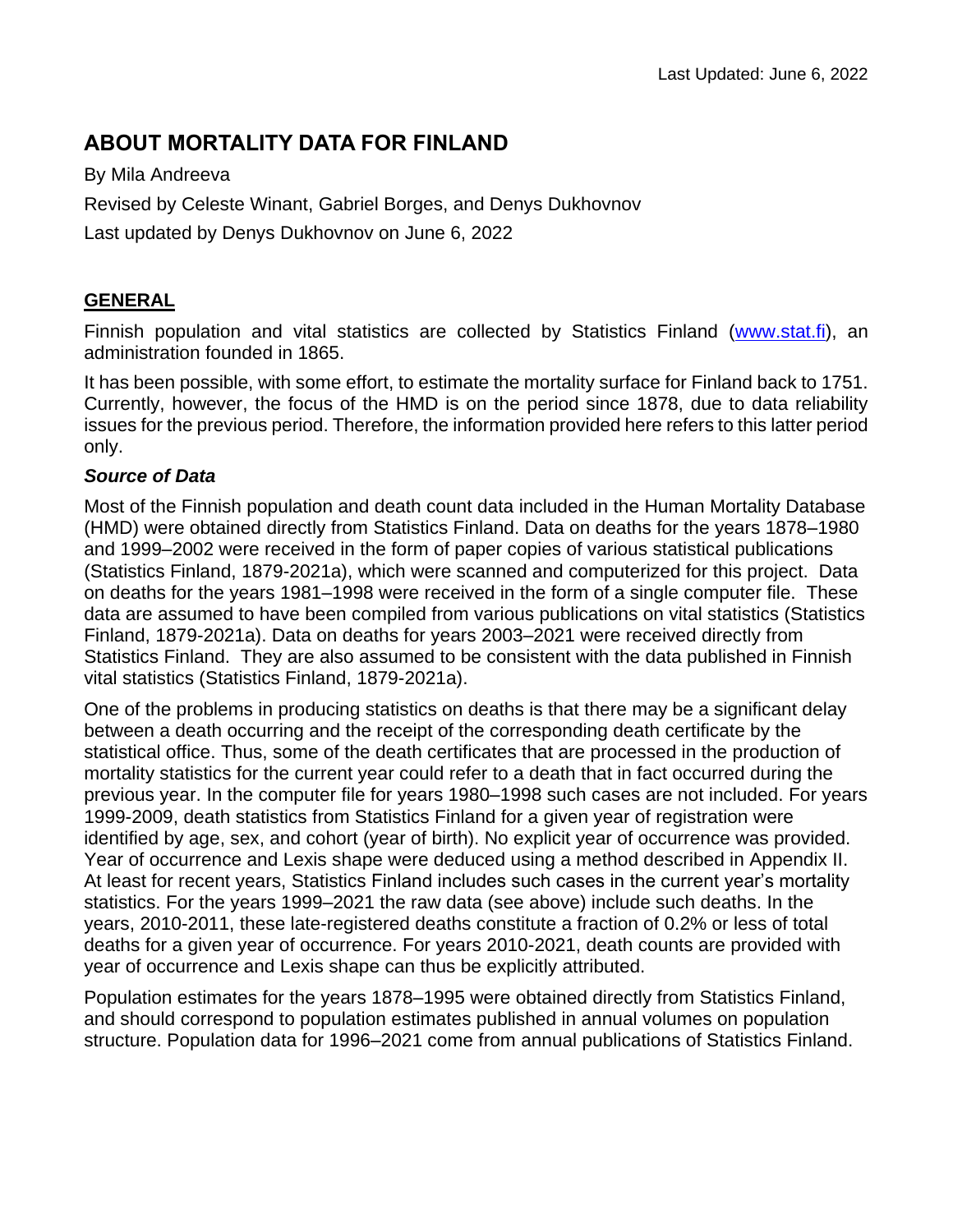Last Updated: June 6, 2022

# ABOUT MORTALITY DATA FOR FINLAND

By Mila Andreeva

Revised by Celeste Winant, Gabriel Borges, and Denys Dukhovnov

Last updated by Denys Dukhovnov on June 6, 2022

## GENERAL

Finnish population and vital statistics are collected by Statistics Finland (www.stat.fi), an administration founded in 1865.

It has been possible, with some effort, to estimate the mortality surface for Finland back to 1751. Currently, however, the focus of the HMD is on the period since 1878, due to data reliability issues for the previous period. Therefore, the information provided here refers to this latter period only.

### *Source of Data*

Most of the Finnish population and death count data included in the Human Mortality Database (HMD) were obtained directly from Statistics Finland. Data on deaths for the years 1878–1980 and 1999–2002 were received in the form of paper copies of various statistical publications (Statistics Finland, 1879-2021a), which were scanned and computerized for this project. Data on deaths for the years 1981–1998 were received in the form of a single computer file. These data are assumed to have been compiled from various publications on vital statistics (Statistics Finland, 1879-2021a). Data on deaths for years 2003–2021 were received directly from Statistics Finland. They are also assumed to be consistent with the data published in Finnish vital statistics (Statistics Finland, 1879-2021a).

One of the problems in producing statistics on deaths is that there may be a significant delay between a death occurring and the receipt of the corresponding death certificate by the statistical office. Thus, some of the death certificates that are processed in the production of mortality statistics for the current year could refer to a death that in fact occurred during the previous year. In the computer file for years 1980–1998 such cases are not included. For years 1999-2009, death statistics from Statistics Finland for a given year of registration were identified by age, sex, and cohort (year of birth). No explicit year of occurrence was provided. Year of occurrence and Lexis shape were deduced using a method described in Appendix II. At least for recent years, Statistics Finland includes such cases in the current year's mortality statistics. For the years 1999–2021 the raw data (see above) include such deaths. In the years, 2010-2011, these late-registered deaths constitute a fraction of 0.2% or less of total deaths for a given year of occurrence. For years 2010-2021, death counts are provided with year of occurrence and Lexis shape can thus be explicitly attributed.

Population estimates for the years 1878–1995 were obtained directly from Statistics Finland, and should correspond to population estimates published in annual volumes on population structure. Population data for 1996–2021 come from annual publications of Statistics Finland.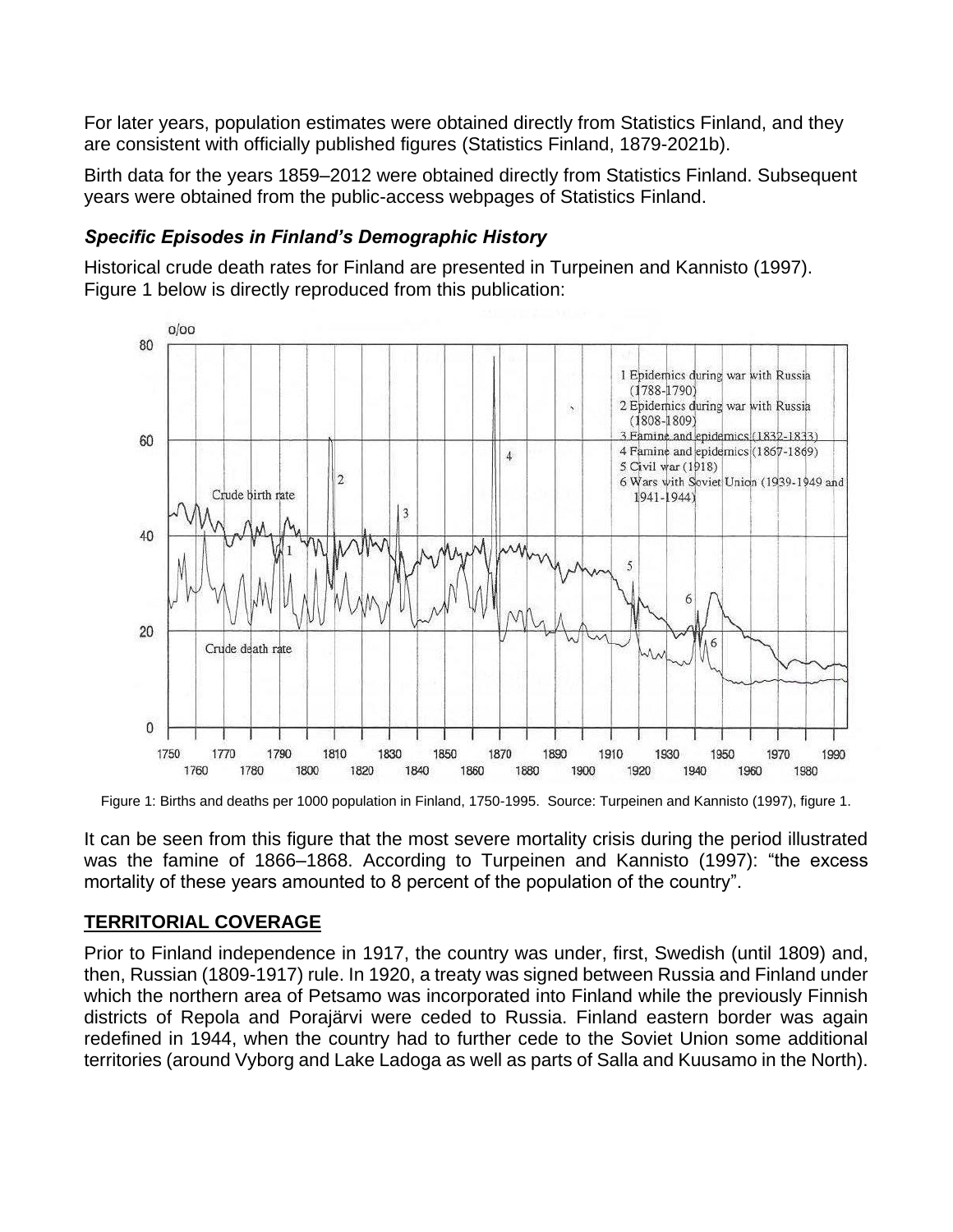For later years, population estimates were obtained directly from Statistics Finland, and they are consistent with officially published figures (Statistics Finland, 1879-2021b).

Birth data for the years 1859–2012 were obtained directly from Statistics Finland. Subsequent years were obtained from the public-access webpages of Statistics Finland.

### *Specific Episodes in Finland's Demographic History*

Historical crude death rates for Finland are presented in Turpeinen and Kannisto (1997). Figure 1 below is directly reproduced from this publication:

Figure 1: Births and deaths per 1000 population in Finland, 1750-1995. Source: Turpeinen and Kannisto (1997), figure 1.

It can be seen from this figure that the most severe mortality crisis during the period illustrated was the famine of 1866–1868. According to Turpeinen and Kannisto (1997): "the excess mortality of these years amounted to 8 percent of the population of the country".

## **TERRITORIAL COVERAGE**

Prior to Finland independence in 1917, the country was under, first, Swedish (until 1809) and, then, Russian (1809-1917) rule. In 1920, a treaty was signed between Russia and Finland under which the northern area of Petsamo was incorporated into Finland while the previously Finnish districts of Repola and Porajärvi were ceded to Russia. Finland eastern border was again redefined in 1944, when the country had to further cede to the Soviet Union some additional territories (around Vyborg and Lake Ladoga as well as parts of Salla and Kuusamo in the North).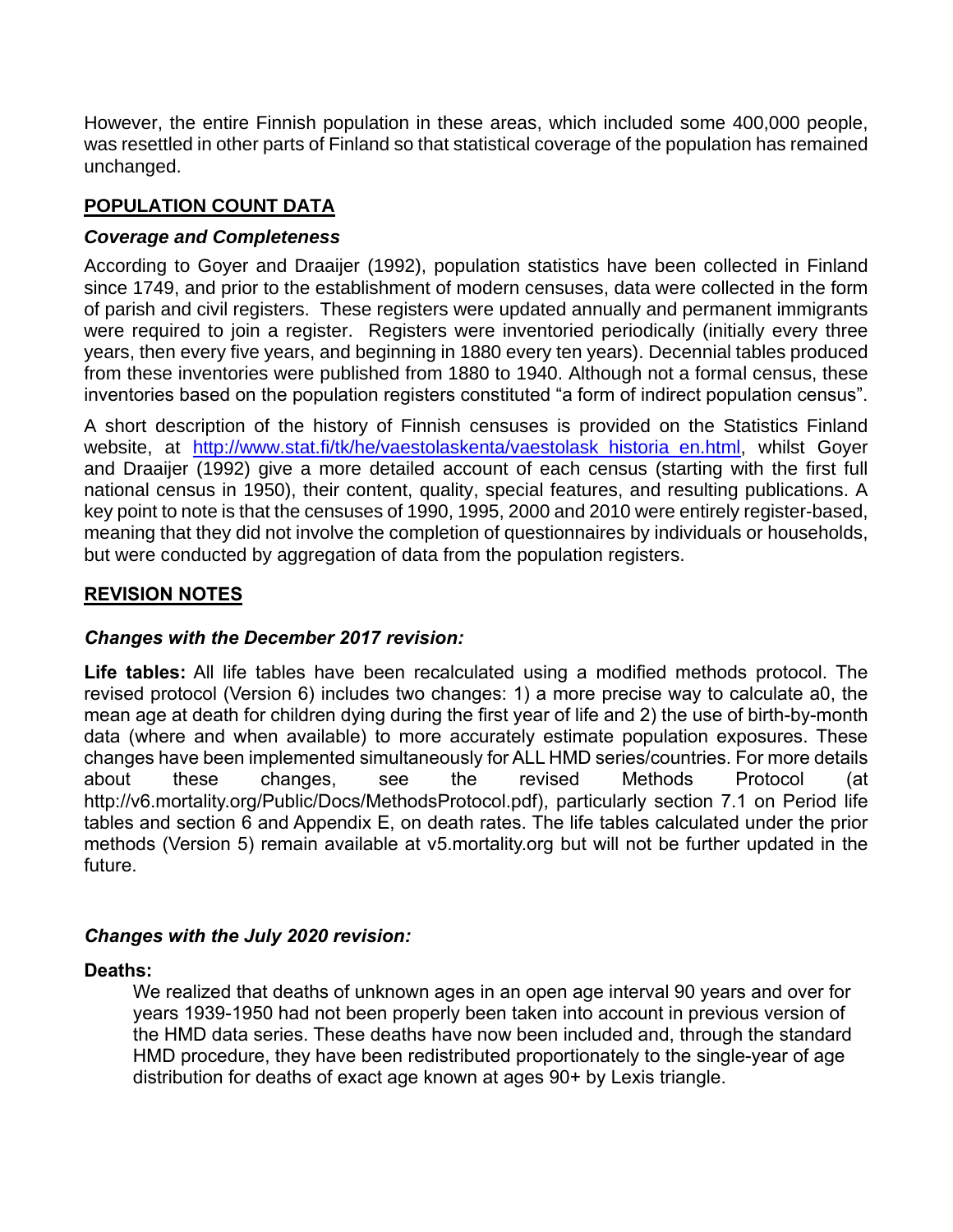However, the entire Finnish population in these areas, which included some 400,000 people, was resettled in other parts of Finland so that statistical coverage of the population has remained unchanged.

## POPULATION COUNT DATA

### *Coverage and Completeness*

According to Goyer and Draaijer (1992), population statistics have been collected in Finland since 1749, and prior to the establishment of modern censuses, data were collected in the form of parish and civil registers. These registers were updated annually and permanent immigrants were required to join a register. Registers were inventoried periodically (initially every three years, then every five years, and beginning in 1880 every ten years). Decennial tables produced from these inventories were published from 1880 to 1940. Although not a formal census, these inventories based on the population registers constituted "a form of indirect population census".

A short description of the history of Finnish censuses is provided on the Statistics Finland website, at [http://www.stat.fi/tk/he/vaestolaskenta/vaestolask_historia_en.html](http://www.stat.fi/tk/he/vaestolaskenta/vaestolask_historia_en.html), whilst Goyer and Draaijer (1992) give a more detailed account of each census (starting with the first full national census in 1950), their content, quality, special features, and resulting publications. A key point to note is that the censuses of 1990, 1995, 2000 and 2010 were entirely register-based, meaning that they did not involve the completion of questionnaires by individuals or households, but were conducted by aggregation of data from the population registers.

## REVISION NOTES

### *Changes with the December 2017 revision:*

**Life tables:** All life tables have been recalculated using a modified methods protocol. The revised protocol (Version 6) includes two changes: 1) a more precise way to calculate a0, the mean age at death for children dying during the first year of life and 2) the use of birth-by-month data (where and when available) to more accurately estimate population exposures. These changes have been implemented simultaneously for ALL HMD series/countries. For more details about these changes, see the revised Methods Protocol (at http://v6.mortality.org/Public/Docs/MethodsProtocol.pdf), particularly section 7.1 on Period life tables and section 6 and Appendix E, on death rates. The life tables calculated under the prior methods (Version 5) remain available at v5.mortality.org but will not be further updated in the future.

### *Changes with the July 2020 revision:*

**Deaths:**

We realized that deaths of unknown ages in an open age interval 90 years and over for years 1939-1950 had not been properly been taken into account in previous version of the HMD data series. These deaths have now been included and, through the standard HMD procedure, they have been redistributed proportionately to the single-year of age distribution for deaths of exact age known at ages 90+ by Lexis triangle.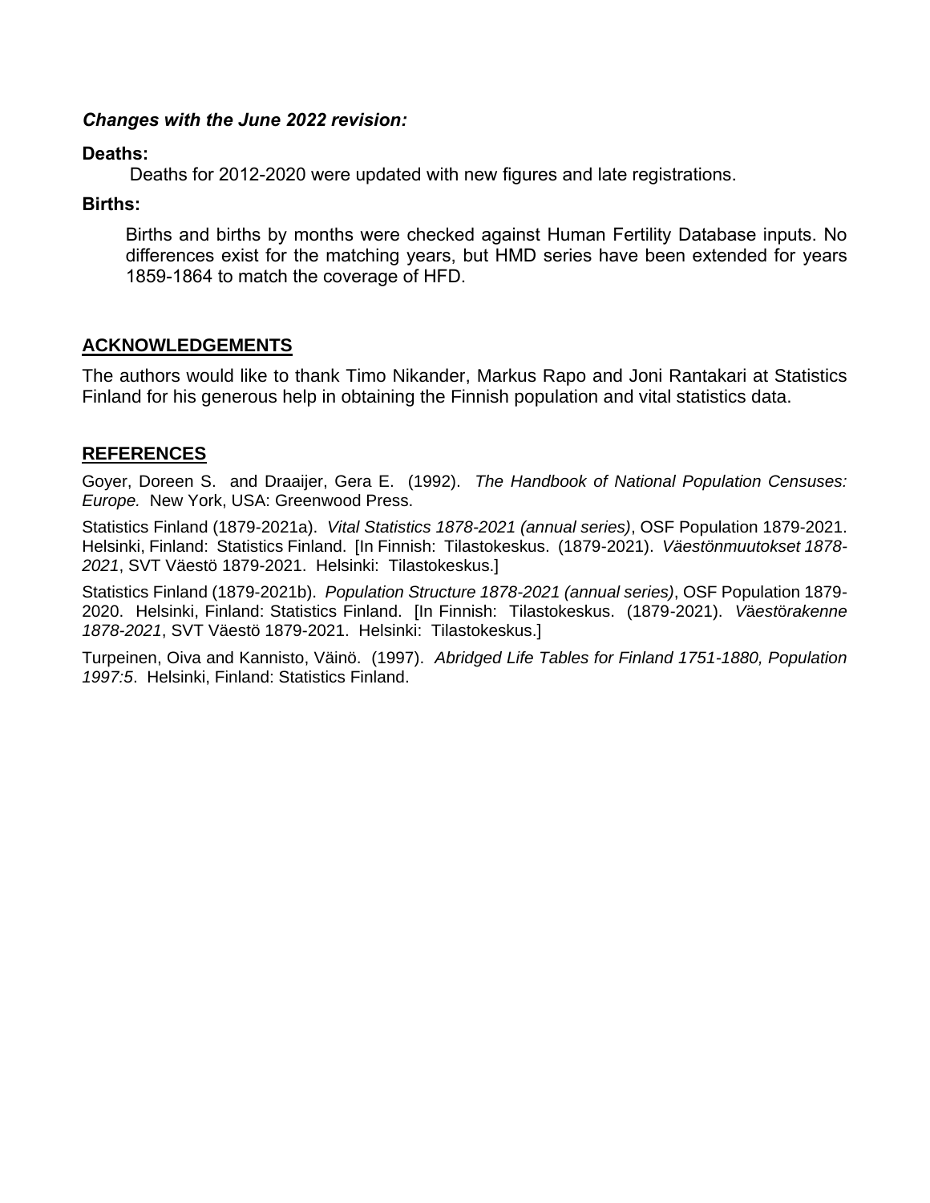***Changes with the June 2022 revision:***

**Deaths:**

Deaths for 2012-2020 were updated with new figures and late registrations.

**Births:**

Births and births by months were checked against Human Fertility Database inputs. No differences exist for the matching years, but HMD series have been extended for years 1859-1864 to match the coverage of HFD.

## ACKNOWLEDGEMENTS

The authors would like to thank Timo Nikander, Markus Rapo and Joni Rantakari at Statistics Finland for his generous help in obtaining the Finnish population and vital statistics data.

## REFERENCES

Goyer, Doreen S. and Draaijer, Gera E. (1992). *The Handbook of National Population Censuses: Europe.* New York, USA: Greenwood Press.

Statistics Finland (1879-2021a). *Vital Statistics 1878-2021 (annual series)*, OSF Population 1879-2021. Helsinki, Finland: Statistics Finland. [In Finnish: Tilastokeskus. (1879-2021). *Väestönmuutokset 1878-2021*, SVT Väestö 1879-2021. Helsinki: Tilastokeskus.]

Statistics Finland (1879-2021b). *Population Structure 1878-2021 (annual series)*, OSF Population 1879-2020. Helsinki, Finland: Statistics Finland. [In Finnish: Tilastokeskus. (1879-2021). *Väestörakenne 1878-2021*, SVT Väestö 1879-2021. Helsinki: Tilastokeskus.]

Turpeinen, Oiva and Kannisto, Väinö. (1997). *Abridged Life Tables for Finland 1751-1880, Population 1997:5*. Helsinki, Finland: Statistics Finland.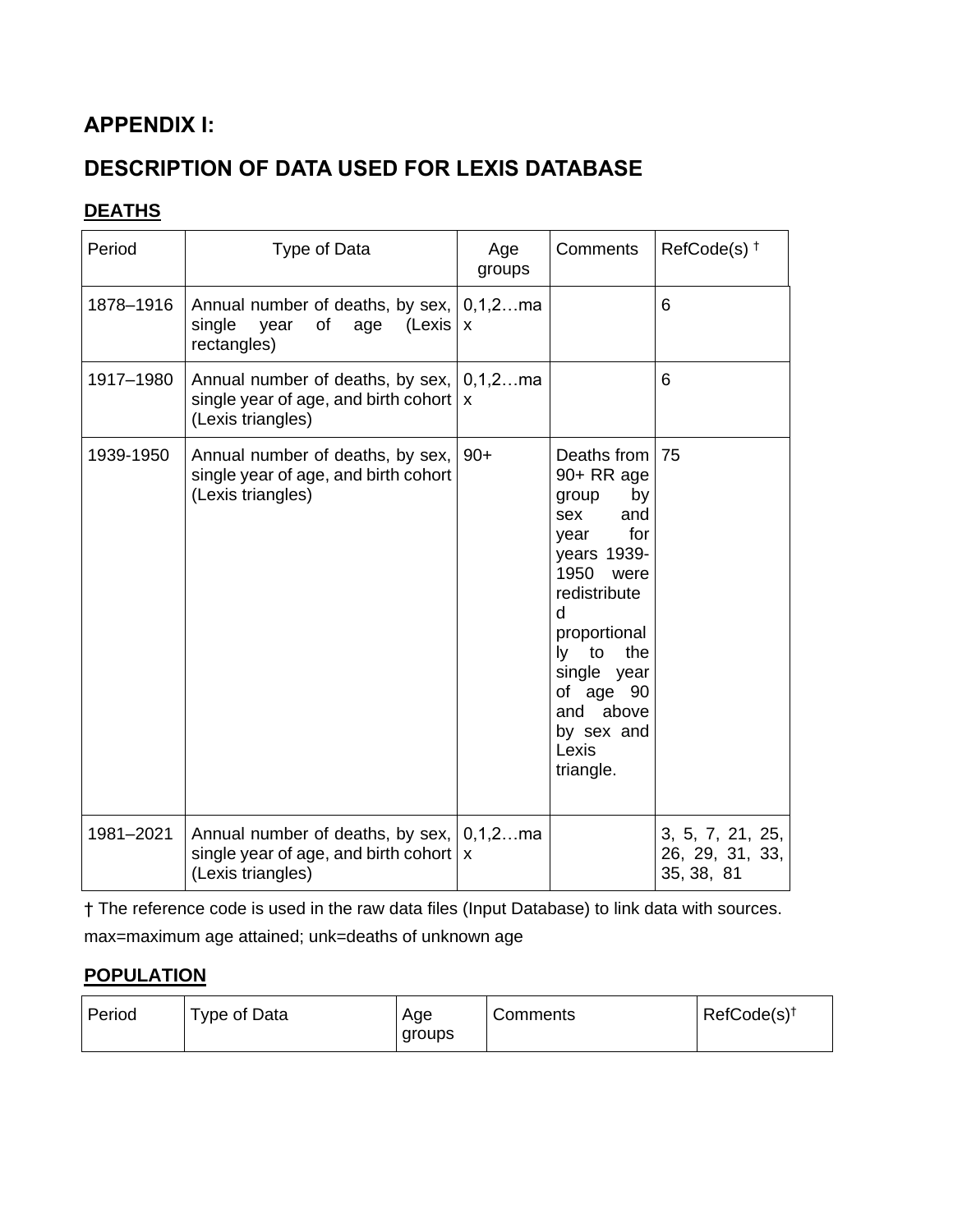## APPENDIX I:

## DESCRIPTION OF DATA USED FOR LEXIS DATABASE

### DEATHS

| Period | Type of Data | Age groups | Comments | RefCode(s) † |
|---|---|---|---|---|
| 1878–1916 | Annual number of deaths, by sex, single year of age (Lexis rectangles) | 0,1,2…max | | 6 |
| 1917–1980 | Annual number of deaths, by sex, single year of age, and birth cohort (Lexis triangles) | 0,1,2…max | | 6 |
| 1939-1950 | Annual number of deaths, by sex, single year of age, and birth cohort (Lexis triangles) | 90+ | Deaths from 90+ RR age group by sex and year for years 1939-1950 were redistributed proportionally to the single year of age 90 and above by sex and Lexis triangle. | 75 |
| 1981–2021 | Annual number of deaths, by sex, single year of age, and birth cohort (Lexis triangles) | 0,1,2…max | | 3, 5, 7, 21, 25, 26, 29, 31, 33, 35, 38, 81 |

† The reference code is used in the raw data files (Input Database) to link data with sources.

max=maximum age attained; unk=deaths of unknown age

### POPULATION

| Period | Type of Data | Age groups | Comments | RefCode(s)† |
|---|---|---|---|---|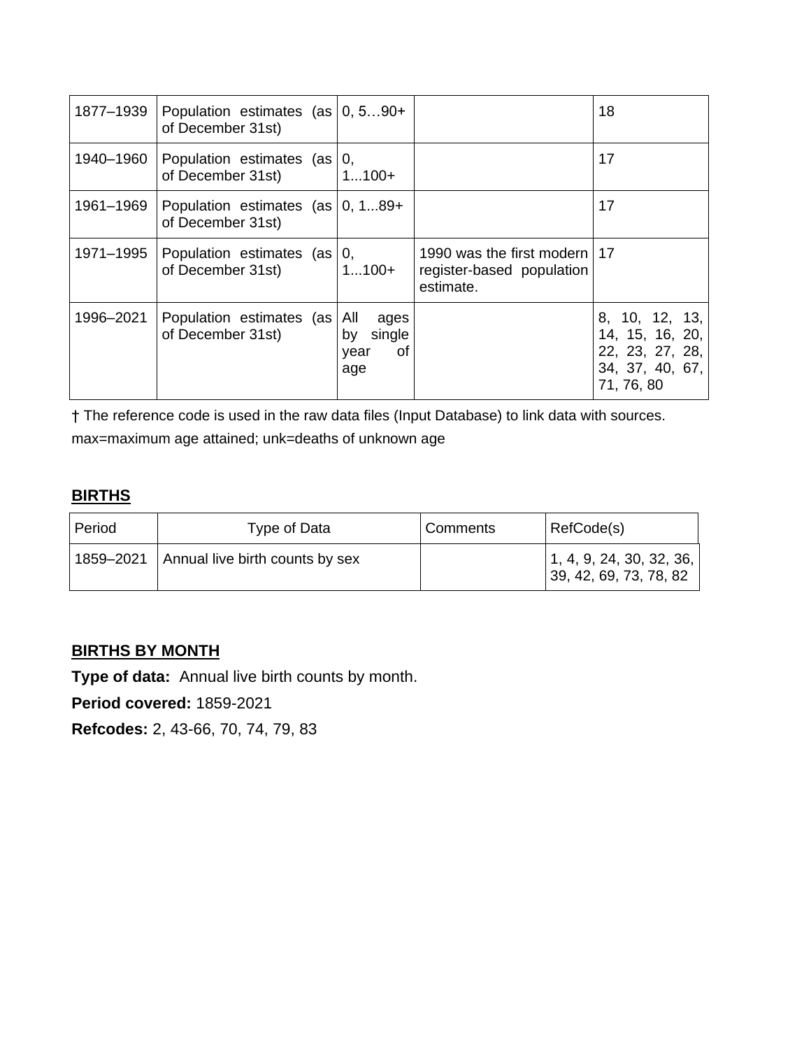| 1877–1939 | Population estimates (as of December 31st) | 0, 5…90+ | | 18 |
|---|---|---|---|---|
| 1940–1960 | Population estimates (as of December 31st) | 0, 1...100+ | | 17 |
| 1961–1969 | Population estimates (as of December 31st) | 0, 1...89+ | | 17 |
| 1971–1995 | Population estimates (as of December 31st) | 0, 1...100+ | 1990 was the first modern register-based population estimate. | 17 |
| 1996–2021 | Population estimates (as of December 31st) | All ages by single year of age | | 8, 10, 12, 13, 14, 15, 16, 20, 22, 23, 27, 28, 34, 37, 40, 67, 71, 76, 80 |

† The reference code is used in the raw data files (Input Database) to link data with sources.

max=maximum age attained; unk=deaths of unknown age

## BIRTHS

| Period | Type of Data | Comments | RefCode(s) |
|---|---|---|---|
| 1859–2021 | Annual live birth counts by sex | | 1, 4, 9, 24, 30, 32, 36, 39, 42, 69, 73, 78, 82 |

## BIRTHS BY MONTH

**Type of data:** Annual live birth counts by month.

**Period covered:** 1859-2021

**Refcodes:** 2, 43-66, 70, 74, 79, 83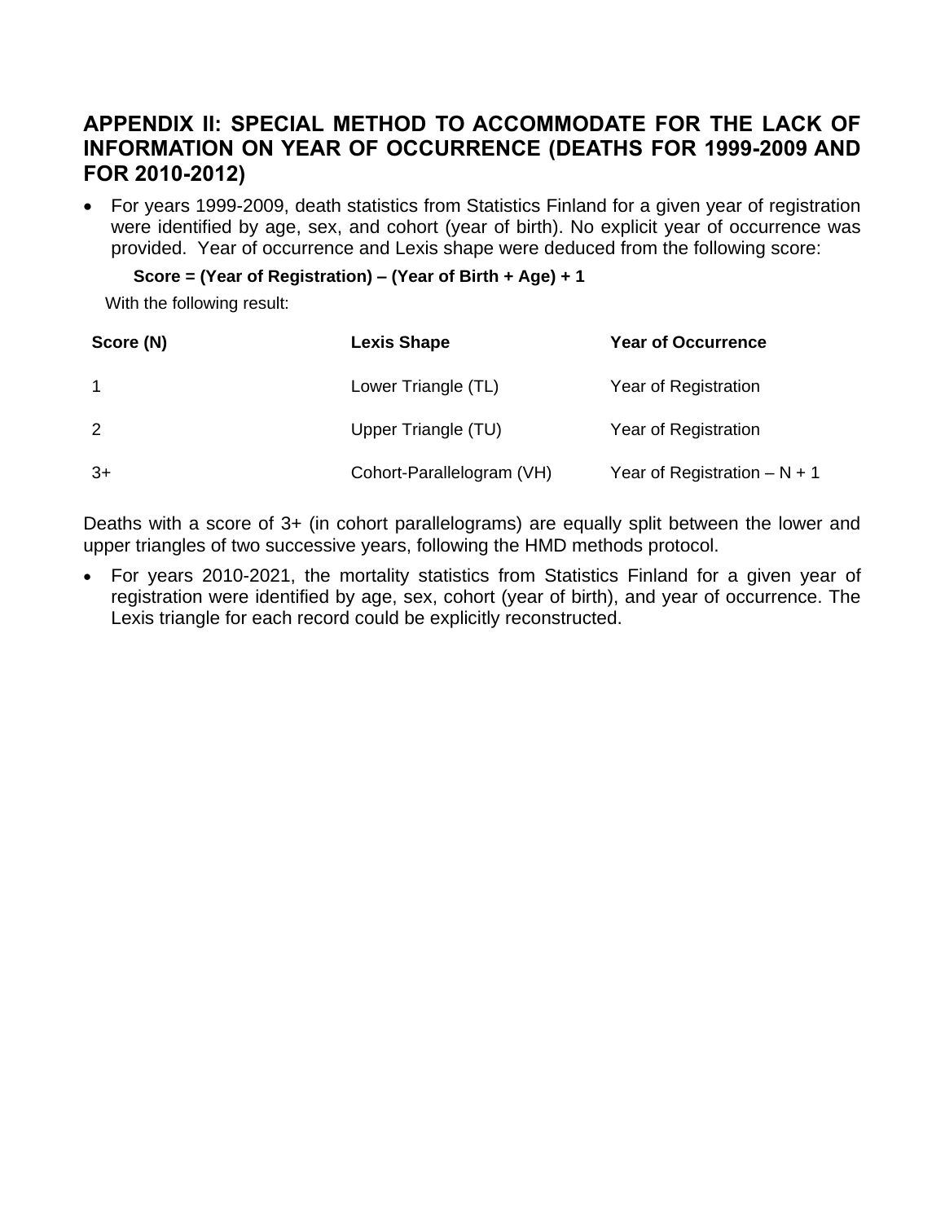## APPENDIX II: SPECIAL METHOD TO ACCOMMODATE FOR THE LACK OF INFORMATION ON YEAR OF OCCURRENCE (DEATHS FOR 1999-2009 AND FOR 2010-2012)

- For years 1999-2009, death statistics from Statistics Finland for a given year of registration were identified by age, sex, and cohort (year of birth). No explicit year of occurrence was provided. Year of occurrence and Lexis shape were deduced from the following score:

  **Score = (Year of Registration) – (Year of Birth + Age) + 1**

  With the following result:

| Score (N) | Lexis Shape | Year of Occurrence |
|---|---|---|
| 1 | Lower Triangle (TL) | Year of Registration |
| 2 | Upper Triangle (TU) | Year of Registration |
| 3+ | Cohort-Parallelogram (VH) | Year of Registration – N + 1 |

Deaths with a score of 3+ (in cohort parallelograms) are equally split between the lower and upper triangles of two successive years, following the HMD methods protocol.

- For years 2010-2021, the mortality statistics from Statistics Finland for a given year of registration were identified by age, sex, cohort (year of birth), and year of occurrence. The Lexis triangle for each record could be explicitly reconstructed.